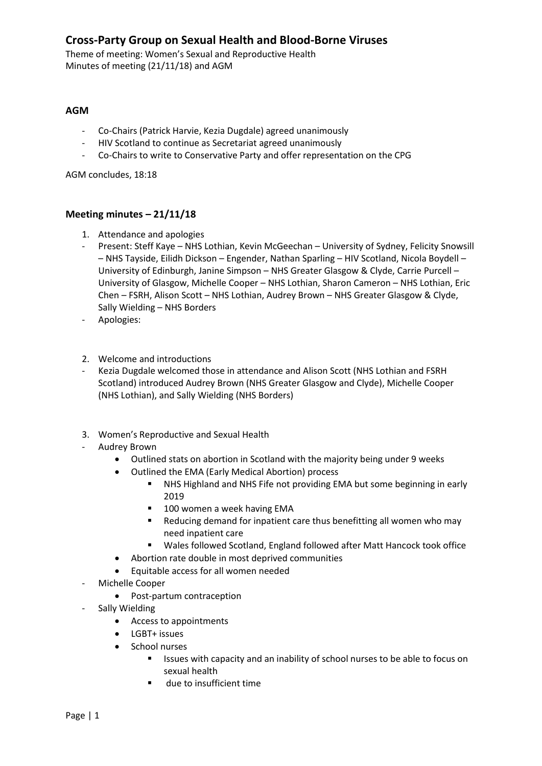# Cross-Party Group on Sexual Health and Blood-Borne Viruses

Theme of meeting: Women's Sexual and Reproductive Health
Minutes of meeting (21/11/18) and AGM

## AGM

- Co-Chairs (Patrick Harvie, Kezia Dugdale) agreed unanimously
- HIV Scotland to continue as Secretariat agreed unanimously
- Co-Chairs to write to Conservative Party and offer representation on the CPG

AGM concludes, 18:18

## Meeting minutes – 21/11/18

1. Attendance and apologies
   - Present: Steff Kaye – NHS Lothian, Kevin McGeechan – University of Sydney, Felicity Snowsill – NHS Tayside, Eilidh Dickson – Engender, Nathan Sparling – HIV Scotland, Nicola Boydell – University of Edinburgh, Janine Simpson – NHS Greater Glasgow & Clyde, Carrie Purcell – University of Glasgow, Michelle Cooper – NHS Lothian, Sharon Cameron – NHS Lothian, Eric Chen – FSRH, Alison Scott – NHS Lothian, Audrey Brown – NHS Greater Glasgow & Clyde, Sally Wielding – NHS Borders
   - Apologies:

2. Welcome and introductions
   - Kezia Dugdale welcomed those in attendance and Alison Scott (NHS Lothian and FSRH Scotland) introduced Audrey Brown (NHS Greater Glasgow and Clyde), Michelle Cooper (NHS Lothian), and Sally Wielding (NHS Borders)

3. Women's Reproductive and Sexual Health
   - Audrey Brown
     - Outlined stats on abortion in Scotland with the majority being under 9 weeks
     - Outlined the EMA (Early Medical Abortion) process
       - NHS Highland and NHS Fife not providing EMA but some beginning in early 2019
       - 100 women a week having EMA
       - Reducing demand for inpatient care thus benefitting all women who may need inpatient care
       - Wales followed Scotland, England followed after Matt Hancock took office
     - Abortion rate double in most deprived communities
     - Equitable access for all women needed
   - Michelle Cooper
     - Post-partum contraception
   - Sally Wielding
     - Access to appointments
     - LGBT+ issues
     - School nurses
       - Issues with capacity and an inability of school nurses to be able to focus on sexual health
       - due to insufficient time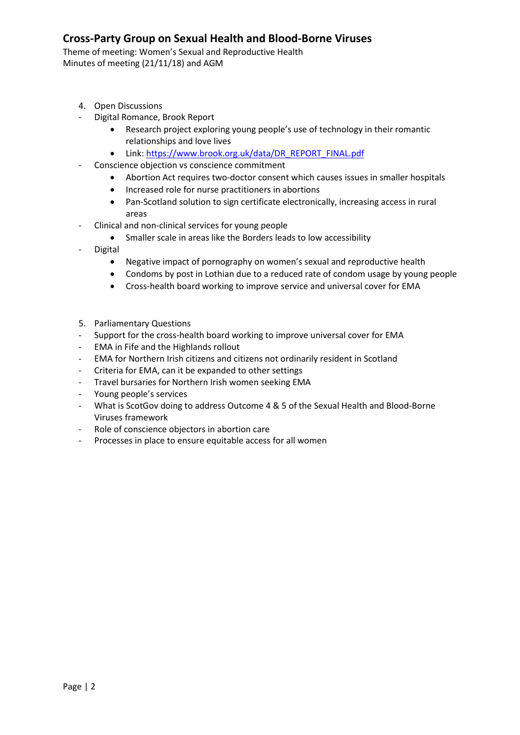# Cross-Party Group on Sexual Health and Blood-Borne Viruses

Theme of meeting: Women's Sexual and Reproductive Health
Minutes of meeting (21/11/18) and AGM

4. Open Discussions

- Digital Romance, Brook Report
    - Research project exploring young people's use of technology in their romantic relationships and love lives
    - Link: https://www.brook.org.uk/data/DR_REPORT_FINAL.pdf
- Conscience objection vs conscience commitment
    - Abortion Act requires two-doctor consent which causes issues in smaller hospitals
    - Increased role for nurse practitioners in abortions
    - Pan-Scotland solution to sign certificate electronically, increasing access in rural areas
- Clinical and non-clinical services for young people
    - Smaller scale in areas like the Borders leads to low accessibility
- Digital
    - Negative impact of pornography on women's sexual and reproductive health
    - Condoms by post in Lothian due to a reduced rate of condom usage by young people
    - Cross-health board working to improve service and universal cover for EMA

5. Parliamentary Questions

- Support for the cross-health board working to improve universal cover for EMA
- EMA in Fife and the Highlands rollout
- EMA for Northern Irish citizens and citizens not ordinarily resident in Scotland
- Criteria for EMA, can it be expanded to other settings
- Travel bursaries for Northern Irish women seeking EMA
- Young people's services
- What is ScotGov doing to address Outcome 4 & 5 of the Sexual Health and Blood-Borne Viruses framework
- Role of conscience objectors in abortion care
- Processes in place to ensure equitable access for all women